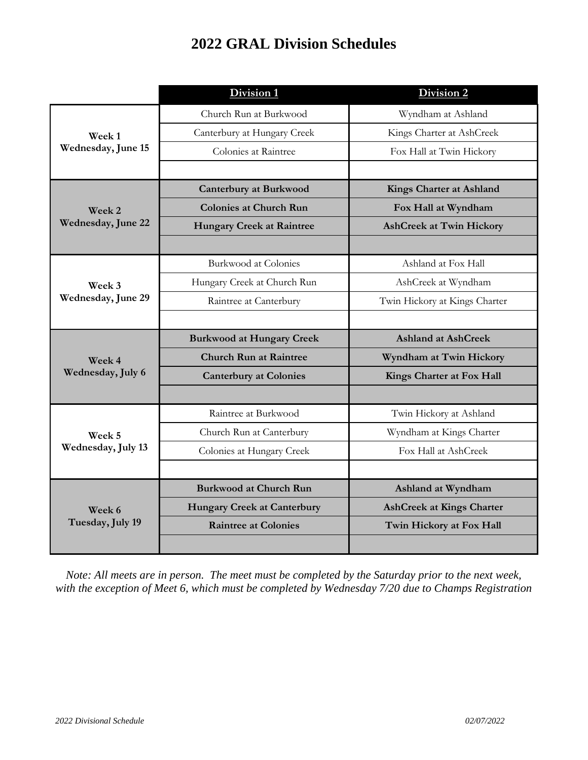# 2022 GRAL Division Schedules

| | **Division 1** | **Division 2** |
|---|---|---|
| **Week 1 Wednesday, June 15** | Church Run at Burkwood | Wyndham at Ashland |
| | Canterbury at Hungary Creek | Kings Charter at AshCreek |
| | Colonies at Raintree | Fox Hall at Twin Hickory |
| | | |
| **Week 2 Wednesday, June 22** | **Canterbury at Burkwood** | **Kings Charter at Ashland** |
| | **Colonies at Church Run** | **Fox Hall at Wyndham** |
| | **Hungary Creek at Raintree** | **AshCreek at Twin Hickory** |
| | | |
| **Week 3 Wednesday, June 29** | Burkwood at Colonies | Ashland at Fox Hall |
| | Hungary Creek at Church Run | AshCreek at Wyndham |
| | Raintree at Canterbury | Twin Hickory at Kings Charter |
| | | |
| **Week 4 Wednesday, July 6** | **Burkwood at Hungary Creek** | **Ashland at AshCreek** |
| | **Church Run at Raintree** | **Wyndham at Twin Hickory** |
| | **Canterbury at Colonies** | **Kings Charter at Fox Hall** |
| | | |
| **Week 5 Wednesday, July 13** | Raintree at Burkwood | Twin Hickory at Ashland |
| | Church Run at Canterbury | Wyndham at Kings Charter |
| | Colonies at Hungary Creek | Fox Hall at AshCreek |
| | | |
| **Week 6 Tuesday, July 19** | **Burkwood at Church Run** | **Ashland at Wyndham** |
| | **Hungary Creek at Canterbury** | **AshCreek at Kings Charter** |
| | **Raintree at Colonies** | **Twin Hickory at Fox Hall** |
| | | |

*Note: All meets are in person. The meet must be completed by the Saturday prior to the next week, with the exception of Meet 6, which must be completed by Wednesday 7/20 due to Champs Registration*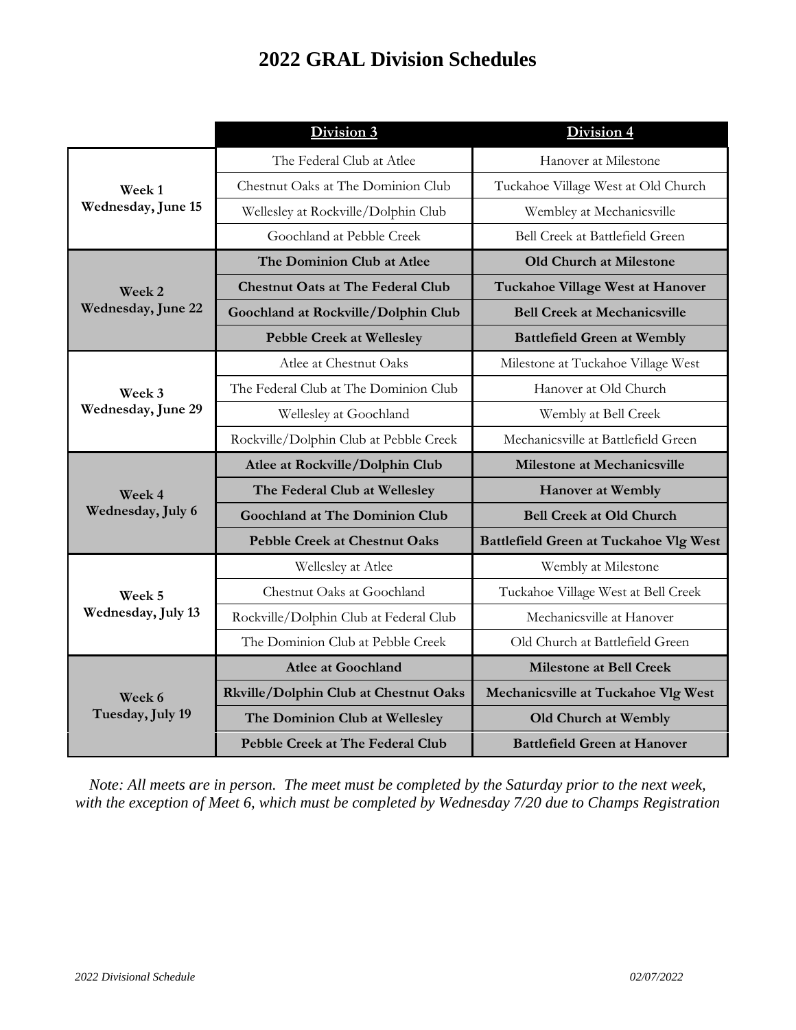# 2022 GRAL Division Schedules

| | Division 3 | Division 4 |
|---|---|---|
| Week 1 Wednesday, June 15 | The Federal Club at Atlee | Hanover at Milestone |
| | Chestnut Oaks at The Dominion Club | Tuckahoe Village West at Old Church |
| | Wellesley at Rockville/Dolphin Club | Wembley at Mechanicsville |
| | Goochland at Pebble Creek | Bell Creek at Battlefield Green |
| Week 2 Wednesday, June 22 | **The Dominion Club at Atlee** | **Old Church at Milestone** |
| | **Chestnut Oats at The Federal Club** | **Tuckahoe Village West at Hanover** |
| | **Goochland at Rockville/Dolphin Club** | **Bell Creek at Mechanicsville** |
| | **Pebble Creek at Wellesley** | **Battlefield Green at Wembly** |
| Week 3 Wednesday, June 29 | Atlee at Chestnut Oaks | Milestone at Tuckahoe Village West |
| | The Federal Club at The Dominion Club | Hanover at Old Church |
| | Wellesley at Goochland | Wembly at Bell Creek |
| | Rockville/Dolphin Club at Pebble Creek | Mechanicsville at Battlefield Green |
| Week 4 Wednesday, July 6 | **Atlee at Rockville/Dolphin Club** | **Milestone at Mechanicsville** |
| | **The Federal Club at Wellesley** | **Hanover at Wembly** |
| | **Goochland at The Dominion Club** | **Bell Creek at Old Church** |
| | **Pebble Creek at Chestnut Oaks** | **Battlefield Green at Tuckahoe Vlg West** |
| Week 5 Wednesday, July 13 | Wellesley at Atlee | Wembly at Milestone |
| | Chestnut Oaks at Goochland | Tuckahoe Village West at Bell Creek |
| | Rockville/Dolphin Club at Federal Club | Mechanicsville at Hanover |
| | The Dominion Club at Pebble Creek | Old Church at Battlefield Green |
| Week 6 Tuesday, July 19 | **Atlee at Goochland** | **Milestone at Bell Creek** |
| | **Rkville/Dolphin Club at Chestnut Oaks** | **Mechanicsville at Tuckahoe Vlg West** |
| | **The Dominion Club at Wellesley** | **Old Church at Wembly** |
| | **Pebble Creek at The Federal Club** | **Battlefield Green at Hanover** |

*Note: All meets are in person. The meet must be completed by the Saturday prior to the next week, with the exception of Meet 6, which must be completed by Wednesday 7/20 due to Champs Registration*